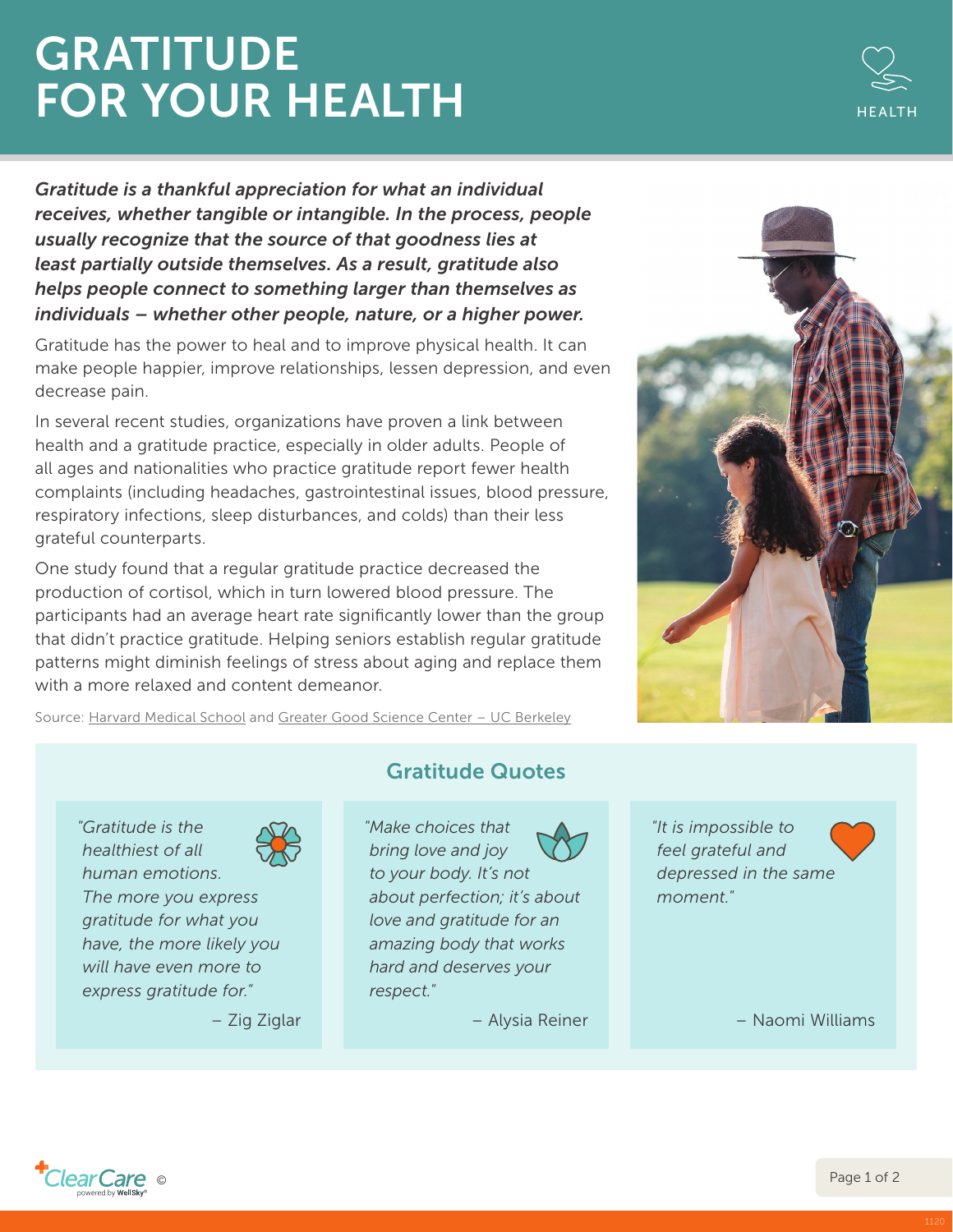# GRATITUDE FOR YOUR HEALTH

HEALTH

***Gratitude is a thankful appreciation for what an individual receives, whether tangible or intangible. In the process, people usually recognize that the source of that goodness lies at least partially outside themselves. As a result, gratitude also helps people connect to something larger than themselves as individuals – whether other people, nature, or a higher power.***

Gratitude has the power to heal and to improve physical health. It can make people happier, improve relationships, lessen depression, and even decrease pain.

In several recent studies, organizations have proven a link between health and a gratitude practice, especially in older adults. People of all ages and nationalities who practice gratitude report fewer health complaints (including headaches, gastrointestinal issues, blood pressure, respiratory infections, sleep disturbances, and colds) than their less grateful counterparts.

One study found that a regular gratitude practice decreased the production of cortisol, which in turn lowered blood pressure. The participants had an average heart rate significantly lower than the group that didn't practice gratitude. Helping seniors establish regular gratitude patterns might diminish feelings of stress about aging and replace them with a more relaxed and content demeanor.

Source: Harvard Medical School and Greater Good Science Center – UC Berkeley

## Gratitude Quotes

*"Gratitude is the healthiest of all human emotions. The more you express gratitude for what you have, the more likely you will have even more to express gratitude for."*

– Zig Ziglar

*"Make choices that bring love and joy to your body. It's not about perfection; it's about love and gratitude for an amazing body that works hard and deserves your respect."*

– Alysia Reiner

*"It is impossible to feel grateful and depressed in the same moment."*

– Naomi Williams

ClearCare © powered by WellSky®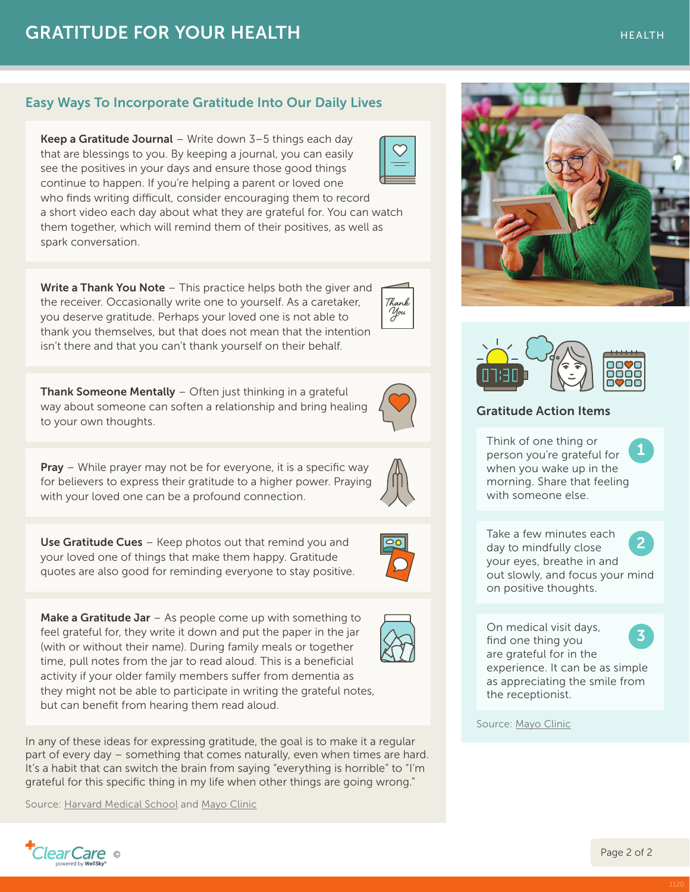# GRATITUDE FOR YOUR HEALTH

## Easy Ways To Incorporate Gratitude Into Our Daily Lives

**Keep a Gratitude Journal** – Write down 3–5 things each day that are blessings to you. By keeping a journal, you can easily see the positives in your days and ensure those good things continue to happen. If you're helping a parent or loved one who finds writing difficult, consider encouraging them to record a short video each day about what they are grateful for. You can watch them together, which will remind them of their positives, as well as spark conversation.

**Write a Thank You Note** – This practice helps both the giver and the receiver. Occasionally write one to yourself. As a caretaker, you deserve gratitude. Perhaps your loved one is not able to thank you themselves, but that does not mean that the intention isn't there and that you can't thank yourself on their behalf.

**Thank Someone Mentally** – Often just thinking in a grateful way about someone can soften a relationship and bring healing to your own thoughts.

**Pray** – While prayer may not be for everyone, it is a specific way for believers to express their gratitude to a higher power. Praying with your loved one can be a profound connection.

**Use Gratitude Cues** – Keep photos out that remind you and your loved one of things that make them happy. Gratitude quotes are also good for reminding everyone to stay positive.

**Make a Gratitude Jar** – As people come up with something to feel grateful for, they write it down and put the paper in the jar (with or without their name). During family meals or together time, pull notes from the jar to read aloud. This is a beneficial activity if your older family members suffer from dementia as they might not be able to participate in writing the grateful notes, but can benefit from hearing them read aloud.

In any of these ideas for expressing gratitude, the goal is to make it a regular part of every day – something that comes naturally, even when times are hard. It's a habit that can switch the brain from saying "everything is horrible" to "I'm grateful for this specific thing in my life when other things are going wrong."

Source: Harvard Medical School and Mayo Clinic

## Gratitude Action Items

1. Think of one thing or person you're grateful for when you wake up in the morning. Share that feeling with someone else.

2. Take a few minutes each day to mindfully close your eyes, breathe in and out slowly, and focus your mind on positive thoughts.

3. On medical visit days, find one thing you are grateful for in the experience. It can be as simple as appreciating the smile from the receptionist.

Source: Mayo Clinic

ClearCare powered by WellSky ©